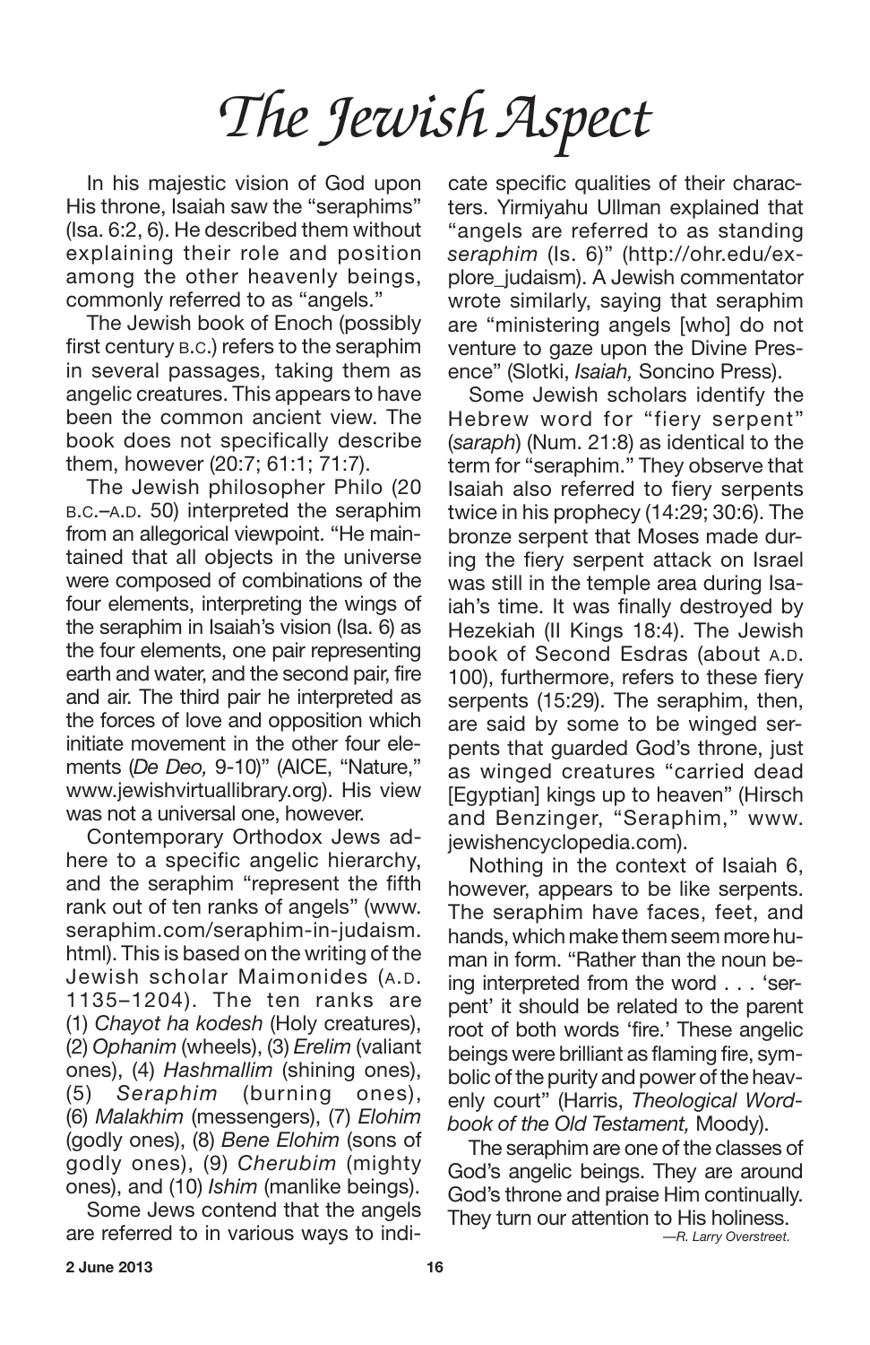# *The Jewish Aspect*

In his majestic vision of God upon His throne, Isaiah saw the "seraphims" (Isa. 6:2, 6). He described them without explaining their role and position among the other heavenly beings, commonly referred to as "angels."

The Jewish book of Enoch (possibly first century B.C.) refers to the seraphim in several passages, taking them as angelic creatures. This appears to have been the common ancient view. The book does not specifically describe them, however (20:7; 61:1; 71:7).

The Jewish philosopher Philo (20 B.C.–A.D. 50) interpreted the seraphim from an allegorical viewpoint. "He maintained that all objects in the universe were composed of combinations of the four elements, interpreting the wings of the seraphim in Isaiah's vision (Isa. 6) as the four elements, one pair representing earth and water, and the second pair, fire and air. The third pair he interpreted as the forces of love and opposition which initiate movement in the other four elements (*De Deo,* 9-10)" (AICE, "Nature," www.jewishvirtuallibrary.org). His view was not a universal one, however.

Contemporary Orthodox Jews adhere to a specific angelic hierarchy, and the seraphim "represent the fifth rank out of ten ranks of angels" (www.seraphim.com/seraphim-in-judaism.html). This is based on the writing of the Jewish scholar Maimonides (A.D. 1135–1204). The ten ranks are (1) *Chayot ha kodesh* (Holy creatures), (2) *Ophanim* (wheels), (3) *Erelim* (valiant ones), (4) *Hashmallim* (shining ones), (5) *Seraphim* (burning ones), (6) *Malakhim* (messengers), (7) *Elohim* (godly ones), (8) *Bene Elohim* (sons of godly ones), (9) *Cherubim* (mighty ones), and (10) *Ishim* (manlike beings).

Some Jews contend that the angels are referred to in various ways to indicate specific qualities of their characters. Yirmiyahu Ullman explained that "angels are referred to as standing *seraphim* (Is. 6)" (http://ohr.edu/explore_judaism). A Jewish commentator wrote similarly, saying that seraphim are "ministering angels [who] do not venture to gaze upon the Divine Presence" (Slotki, *Isaiah,* Soncino Press).

Some Jewish scholars identify the Hebrew word for "fiery serpent" (*saraph*) (Num. 21:8) as identical to the term for "seraphim." They observe that Isaiah also referred to fiery serpents twice in his prophecy (14:29; 30:6). The bronze serpent that Moses made during the fiery serpent attack on Israel was still in the temple area during Isaiah's time. It was finally destroyed by Hezekiah (II Kings 18:4). The Jewish book of Second Esdras (about A.D. 100), furthermore, refers to these fiery serpents (15:29). The seraphim, then, are said by some to be winged serpents that guarded God's throne, just as winged creatures "carried dead [Egyptian] kings up to heaven" (Hirsch and Benzinger, "Seraphim," www.jewishencyclopedia.com).

Nothing in the context of Isaiah 6, however, appears to be like serpents. The seraphim have faces, feet, and hands, which make them seem more human in form. "Rather than the noun being interpreted from the word . . . 'serpent' it should be related to the parent root of both words 'fire.' These angelic beings were brilliant as flaming fire, symbolic of the purity and power of the heavenly court" (Harris, *Theological Wordbook of the Old Testament,* Moody).

The seraphim are one of the classes of God's angelic beings. They are around God's throne and praise Him continually. They turn our attention to His holiness.

*—R. Larry Overstreet.*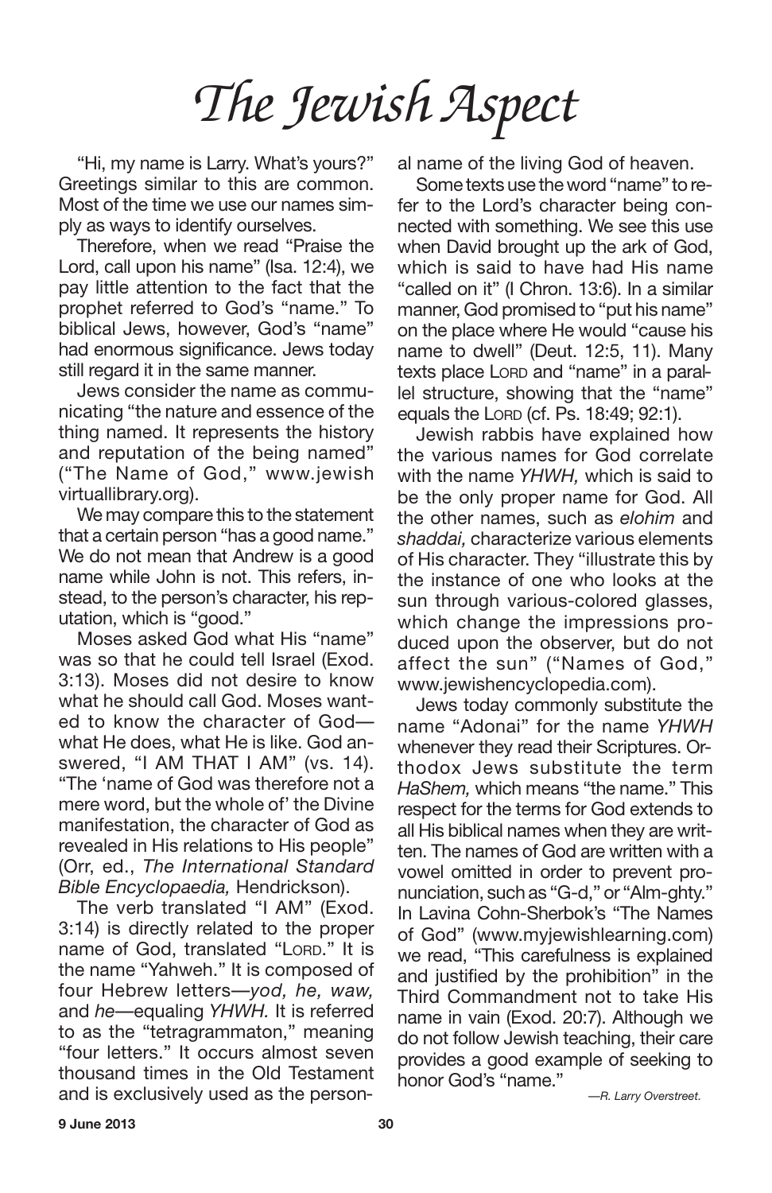# *The Jewish Aspect*

"Hi, my name is Larry. What's yours?" Greetings similar to this are common. Most of the time we use our names simply as ways to identify ourselves.

Therefore, when we read "Praise the Lord, call upon his name" (Isa. 12:4), we pay little attention to the fact that the prophet referred to God's "name." To biblical Jews, however, God's "name" had enormous significance. Jews today still regard it in the same manner.

Jews consider the name as communicating "the nature and essence of the thing named. It represents the history and reputation of the being named" ("The Name of God," www.jewishvirtuallibrary.org).

We may compare this to the statement that a certain person "has a good name." We do not mean that Andrew is a good name while John is not. This refers, instead, to the person's character, his reputation, which is "good."

Moses asked God what His "name" was so that he could tell Israel (Exod. 3:13). Moses did not desire to know what he should call God. Moses wanted to know the character of God—what He does, what He is like. God answered, "I AM THAT I AM" (vs. 14). "The 'name of God was therefore not a mere word, but the whole of' the Divine manifestation, the character of God as revealed in His relations to His people" (Orr, ed., *The International Standard Bible Encyclopaedia,* Hendrickson).

The verb translated "I AM" (Exod. 3:14) is directly related to the proper name of God, translated "LORD." It is the name "Yahweh." It is composed of four Hebrew letters—*yod, he, waw,* and *he*—equaling *YHWH.* It is referred to as the "tetragrammaton," meaning "four letters." It occurs almost seven thousand times in the Old Testament and is exclusively used as the personal name of the living God of heaven.

Some texts use the word "name" to refer to the Lord's character being connected with something. We see this use when David brought up the ark of God, which is said to have had His name "called on it" (I Chron. 13:6). In a similar manner, God promised to "put his name" on the place where He would "cause his name to dwell" (Deut. 12:5, 11). Many texts place LORD and "name" in a parallel structure, showing that the "name" equals the LORD (cf. Ps. 18:49; 92:1).

Jewish rabbis have explained how the various names for God correlate with the name *YHWH,* which is said to be the only proper name for God. All the other names, such as *elohim* and *shaddai,* characterize various elements of His character. They "illustrate this by the instance of one who looks at the sun through various-colored glasses, which change the impressions produced upon the observer, but do not affect the sun" ("Names of God," www.jewishencyclopedia.com).

Jews today commonly substitute the name "Adonai" for the name *YHWH* whenever they read their Scriptures. Orthodox Jews substitute the term *HaShem,* which means "the name." This respect for the terms for God extends to all His biblical names when they are written. The names of God are written with a vowel omitted in order to prevent pronunciation, such as "G-d," or "Alm-ghty." In Lavina Cohn-Sherbok's "The Names of God" (www.myjewishlearning.com) we read, "This carefulness is explained and justified by the prohibition" in the Third Commandment not to take His name in vain (Exod. 20:7). Although we do not follow Jewish teaching, their care provides a good example of seeking to honor God's "name."

*—R. Larry Overstreet.*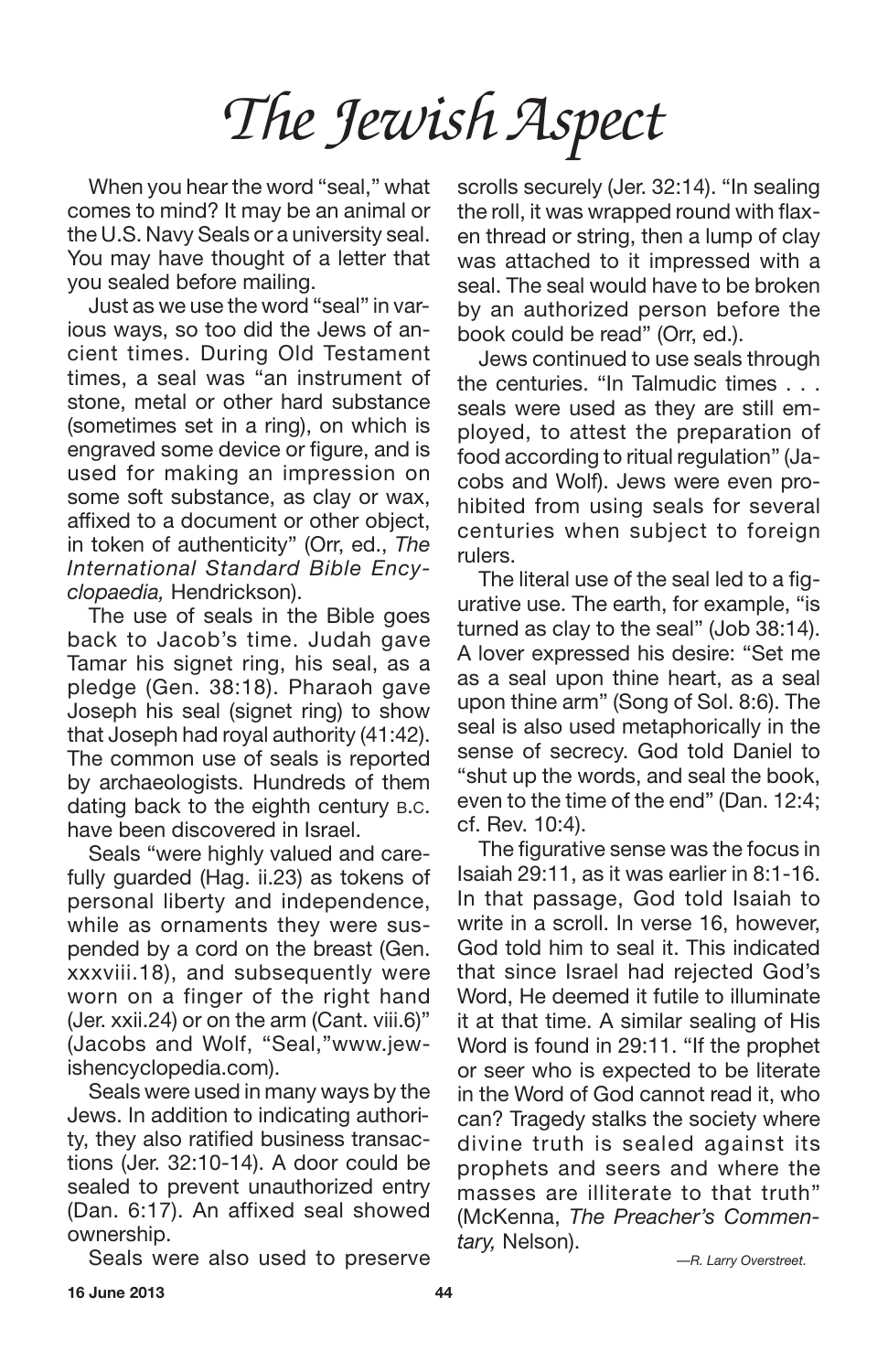# *The Jewish Aspect*

When you hear the word "seal," what comes to mind? It may be an animal or the U.S. Navy Seals or a university seal. You may have thought of a letter that you sealed before mailing.

Just as we use the word "seal" in various ways, so too did the Jews of ancient times. During Old Testament times, a seal was "an instrument of stone, metal or other hard substance (sometimes set in a ring), on which is engraved some device or figure, and is used for making an impression on some soft substance, as clay or wax, affixed to a document or other object, in token of authenticity" (Orr, ed., *The International Standard Bible Encyclopaedia,* Hendrickson).

The use of seals in the Bible goes back to Jacob's time. Judah gave Tamar his signet ring, his seal, as a pledge (Gen. 38:18). Pharaoh gave Joseph his seal (signet ring) to show that Joseph had royal authority (41:42). The common use of seals is reported by archaeologists. Hundreds of them dating back to the eighth century B.C. have been discovered in Israel.

Seals "were highly valued and carefully guarded (Hag. ii.23) as tokens of personal liberty and independence, while as ornaments they were suspended by a cord on the breast (Gen. xxxviii.18), and subsequently were worn on a finger of the right hand (Jer. xxii.24) or on the arm (Cant. viii.6)" (Jacobs and Wolf, "Seal,"www.jewishencyclopedia.com).

Seals were used in many ways by the Jews. In addition to indicating authority, they also ratified business transactions (Jer. 32:10-14). A door could be sealed to prevent unauthorized entry (Dan. 6:17). An affixed seal showed ownership.

Seals were also used to preserve scrolls securely (Jer. 32:14). "In sealing the roll, it was wrapped round with flaxen thread or string, then a lump of clay was attached to it impressed with a seal. The seal would have to be broken by an authorized person before the book could be read" (Orr, ed.).

Jews continued to use seals through the centuries. "In Talmudic times . . . seals were used as they are still employed, to attest the preparation of food according to ritual regulation" (Jacobs and Wolf). Jews were even prohibited from using seals for several centuries when subject to foreign rulers.

The literal use of the seal led to a figurative use. The earth, for example, "is turned as clay to the seal" (Job 38:14). A lover expressed his desire: "Set me as a seal upon thine heart, as a seal upon thine arm" (Song of Sol. 8:6). The seal is also used metaphorically in the sense of secrecy. God told Daniel to "shut up the words, and seal the book, even to the time of the end" (Dan. 12:4; cf. Rev. 10:4).

The figurative sense was the focus in Isaiah 29:11, as it was earlier in 8:1-16. In that passage, God told Isaiah to write in a scroll. In verse 16, however, God told him to seal it. This indicated that since Israel had rejected God's Word, He deemed it futile to illuminate it at that time. A similar sealing of His Word is found in 29:11. "If the prophet or seer who is expected to be literate in the Word of God cannot read it, who can? Tragedy stalks the society where divine truth is sealed against its prophets and seers and where the masses are illiterate to that truth" (McKenna, *The Preacher's Commentary,* Nelson).

*—R. Larry Overstreet.*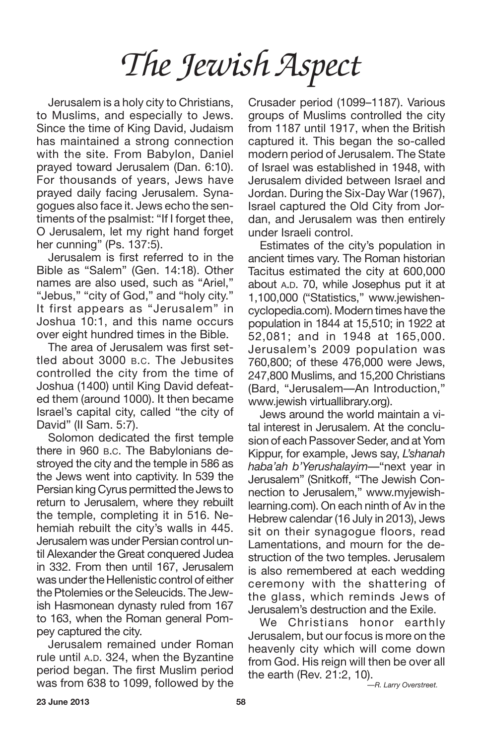# The Jewish Aspect

Jerusalem is a holy city to Christians, to Muslims, and especially to Jews. Since the time of King David, Judaism has maintained a strong connection with the site. From Babylon, Daniel prayed toward Jerusalem (Dan. 6:10). For thousands of years, Jews have prayed daily facing Jerusalem. Synagogues also face it. Jews echo the sentiments of the psalmist: "If I forget thee, O Jerusalem, let my right hand forget her cunning" (Ps. 137:5).

Jerusalem is first referred to in the Bible as "Salem" (Gen. 14:18). Other names are also used, such as "Ariel," "Jebus," "city of God," and "holy city." It first appears as "Jerusalem" in Joshua 10:1, and this name occurs over eight hundred times in the Bible.

The area of Jerusalem was first settled about 3000 B.C. The Jebusites controlled the city from the time of Joshua (1400) until King David defeated them (around 1000). It then became Israel's capital city, called "the city of David" (II Sam. 5:7).

Solomon dedicated the first temple there in 960 B.C. The Babylonians destroyed the city and the temple in 586 as the Jews went into captivity. In 539 the Persian king Cyrus permitted the Jews to return to Jerusalem, where they rebuilt the temple, completing it in 516. Nehemiah rebuilt the city's walls in 445. Jerusalem was under Persian control until Alexander the Great conquered Judea in 332. From then until 167, Jerusalem was under the Hellenistic control of either the Ptolemies or the Seleucids. The Jewish Hasmonean dynasty ruled from 167 to 163, when the Roman general Pompey captured the city.

Jerusalem remained under Roman rule until A.D. 324, when the Byzantine period began. The first Muslim period was from 638 to 1099, followed by the Crusader period (1099–1187). Various groups of Muslims controlled the city from 1187 until 1917, when the British captured it. This began the so-called modern period of Jerusalem. The State of Israel was established in 1948, with Jerusalem divided between Israel and Jordan. During the Six-Day War (1967), Israel captured the Old City from Jordan, and Jerusalem was then entirely under Israeli control.

Estimates of the city's population in ancient times vary. The Roman historian Tacitus estimated the city at 600,000 about A.D. 70, while Josephus put it at 1,100,000 ("Statistics," www.jewishencyclopedia.com). Modern times have the population in 1844 at 15,510; in 1922 at 52,081; and in 1948 at 165,000. Jerusalem's 2009 population was 760,800; of these 476,000 were Jews, 247,800 Muslims, and 15,200 Christians (Bard, "Jerusalem—An Introduction," www.jewish virtuallibrary.org).

Jews around the world maintain a vital interest in Jerusalem. At the conclusion of each Passover Seder, and at Yom Kippur, for example, Jews say, *L'shanah haba'ah b'Yerushalayim*—"next year in Jerusalem" (Snitkoff, "The Jewish Connection to Jerusalem," www.myjewishlearning.com). On each ninth of Av in the Hebrew calendar (16 July in 2013), Jews sit on their synagogue floors, read Lamentations, and mourn for the destruction of the two temples. Jerusalem is also remembered at each wedding ceremony with the shattering of the glass, which reminds Jews of Jerusalem's destruction and the Exile.

We Christians honor earthly Jerusalem, but our focus is more on the heavenly city which will come down from God. His reign will then be over all the earth (Rev. 21:2, 10).

*—R. Larry Overstreet.*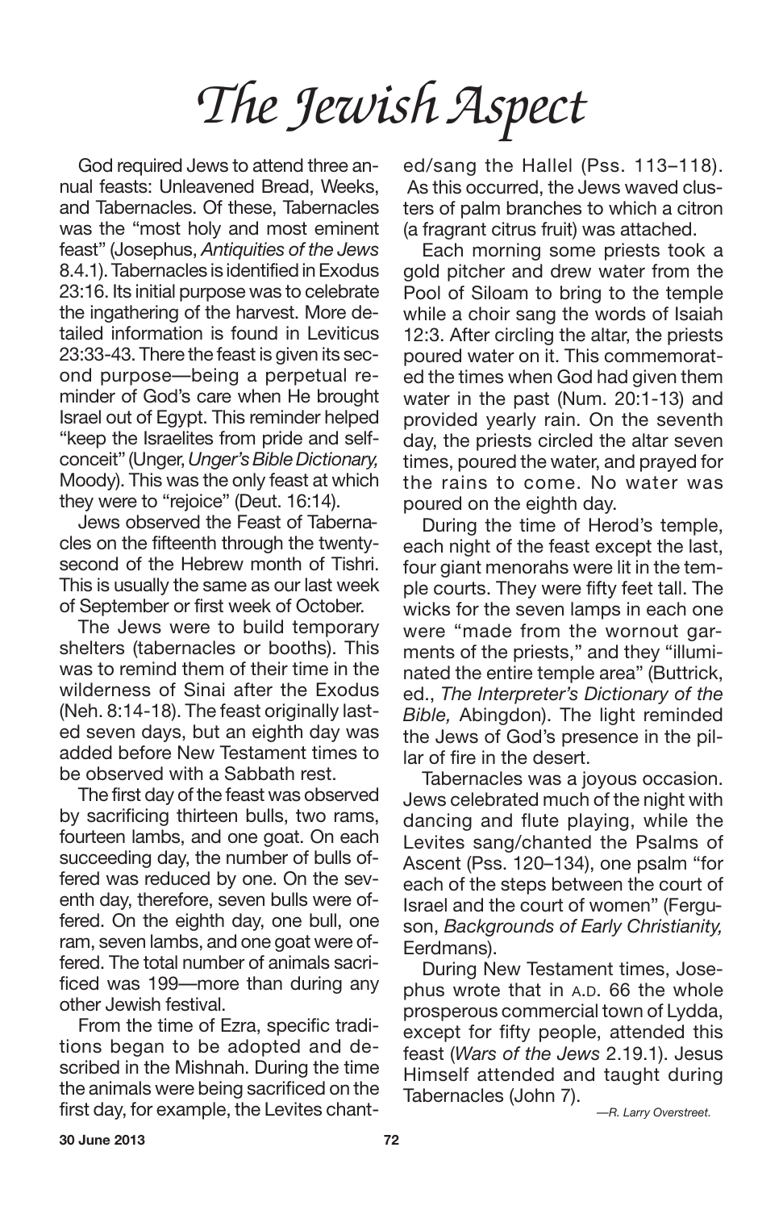# *The Jewish Aspect*

God required Jews to attend three annual feasts: Unleavened Bread, Weeks, and Tabernacles. Of these, Tabernacles was the "most holy and most eminent feast" (Josephus, *Antiquities of the Jews* 8.4.1). Tabernacles is identified in Exodus 23:16. Its initial purpose was to celebrate the ingathering of the harvest. More detailed information is found in Leviticus 23:33-43. There the feast is given its second purpose—being a perpetual reminder of God's care when He brought Israel out of Egypt. This reminder helped "keep the Israelites from pride and self-conceit" (Unger, *Unger's Bible Dictionary,* Moody). This was the only feast at which they were to "rejoice" (Deut. 16:14).

Jews observed the Feast of Tabernacles on the fifteenth through the twenty-second of the Hebrew month of Tishri. This is usually the same as our last week of September or first week of October.

The Jews were to build temporary shelters (tabernacles or booths). This was to remind them of their time in the wilderness of Sinai after the Exodus (Neh. 8:14-18). The feast originally lasted seven days, but an eighth day was added before New Testament times to be observed with a Sabbath rest.

The first day of the feast was observed by sacrificing thirteen bulls, two rams, fourteen lambs, and one goat. On each succeeding day, the number of bulls offered was reduced by one. On the seventh day, therefore, seven bulls were offered. On the eighth day, one bull, one ram, seven lambs, and one goat were offered. The total number of animals sacrificed was 199—more than during any other Jewish festival.

From the time of Ezra, specific traditions began to be adopted and described in the Mishnah. During the time the animals were being sacrificed on the first day, for example, the Levites chanted/sang the Hallel (Pss. 113–118). As this occurred, the Jews waved clusters of palm branches to which a citron (a fragrant citrus fruit) was attached.

Each morning some priests took a gold pitcher and drew water from the Pool of Siloam to bring to the temple while a choir sang the words of Isaiah 12:3. After circling the altar, the priests poured water on it. This commemorated the times when God had given them water in the past (Num. 20:1-13) and provided yearly rain. On the seventh day, the priests circled the altar seven times, poured the water, and prayed for the rains to come. No water was poured on the eighth day.

During the time of Herod's temple, each night of the feast except the last, four giant menorahs were lit in the temple courts. They were fifty feet tall. The wicks for the seven lamps in each one were "made from the wornout garments of the priests," and they "illuminated the entire temple area" (Buttrick, ed., *The Interpreter's Dictionary of the Bible,* Abingdon). The light reminded the Jews of God's presence in the pillar of fire in the desert.

Tabernacles was a joyous occasion. Jews celebrated much of the night with dancing and flute playing, while the Levites sang/chanted the Psalms of Ascent (Pss. 120–134), one psalm "for each of the steps between the court of Israel and the court of women" (Ferguson, *Backgrounds of Early Christianity,* Eerdmans).

During New Testament times, Josephus wrote that in A.D. 66 the whole prosperous commercial town of Lydda, except for fifty people, attended this feast (*Wars of the Jews* 2.19.1). Jesus Himself attended and taught during Tabernacles (John 7).

*—R. Larry Overstreet.*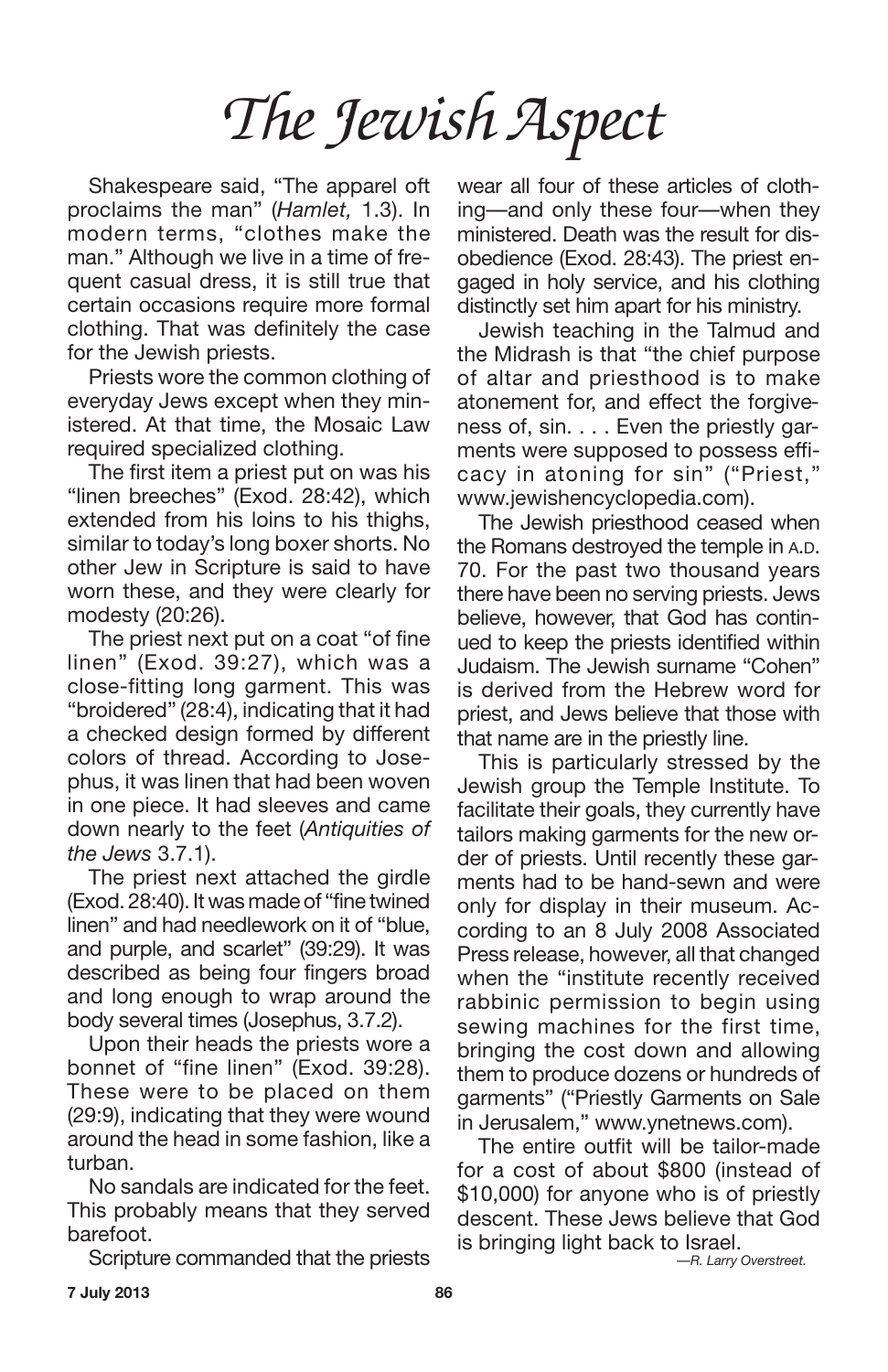# *The Jewish Aspect*

Shakespeare said, "The apparel oft proclaims the man" (*Hamlet,* 1.3). In modern terms, "clothes make the man." Although we live in a time of frequent casual dress, it is still true that certain occasions require more formal clothing. That was definitely the case for the Jewish priests.

Priests wore the common clothing of everyday Jews except when they ministered. At that time, the Mosaic Law required specialized clothing.

The first item a priest put on was his "linen breeches" (Exod. 28:42), which extended from his loins to his thighs, similar to today's long boxer shorts. No other Jew in Scripture is said to have worn these, and they were clearly for modesty (20:26).

The priest next put on a coat "of fine linen" (Exod. 39:27), which was a close-fitting long garment. This was "broidered" (28:4), indicating that it had a checked design formed by different colors of thread. According to Josephus, it was linen that had been woven in one piece. It had sleeves and came down nearly to the feet (*Antiquities of the Jews* 3.7.1).

The priest next attached the girdle (Exod. 28:40). It was made of "fine twined linen" and had needlework on it of "blue, and purple, and scarlet" (39:29). It was described as being four fingers broad and long enough to wrap around the body several times (Josephus, 3.7.2).

Upon their heads the priests wore a bonnet of "fine linen" (Exod. 39:28). These were to be placed on them (29:9), indicating that they were wound around the head in some fashion, like a turban.

No sandals are indicated for the feet. This probably means that they served barefoot.

Scripture commanded that the priests wear all four of these articles of clothing—and only these four—when they ministered. Death was the result for disobedience (Exod. 28:43). The priest engaged in holy service, and his clothing distinctly set him apart for his ministry.

Jewish teaching in the Talmud and the Midrash is that "the chief purpose of altar and priesthood is to make atonement for, and effect the forgiveness of, sin. . . . Even the priestly garments were supposed to possess efficacy in atoning for sin" ("Priest," www.jewishencyclopedia.com).

The Jewish priesthood ceased when the Romans destroyed the temple in A.D. 70. For the past two thousand years there have been no serving priests. Jews believe, however, that God has continued to keep the priests identified within Judaism. The Jewish surname "Cohen" is derived from the Hebrew word for priest, and Jews believe that those with that name are in the priestly line.

This is particularly stressed by the Jewish group the Temple Institute. To facilitate their goals, they currently have tailors making garments for the new order of priests. Until recently these garments had to be hand-sewn and were only for display in their museum. According to an 8 July 2008 Associated Press release, however, all that changed when the "institute recently received rabbinic permission to begin using sewing machines for the first time, bringing the cost down and allowing them to produce dozens or hundreds of garments" ("Priestly Garments on Sale in Jerusalem," www.ynetnews.com).

The entire outfit will be tailor-made for a cost of about $800 (instead of $10,000) for anyone who is of priestly descent. These Jews believe that God is bringing light back to Israel.

*—R. Larry Overstreet.*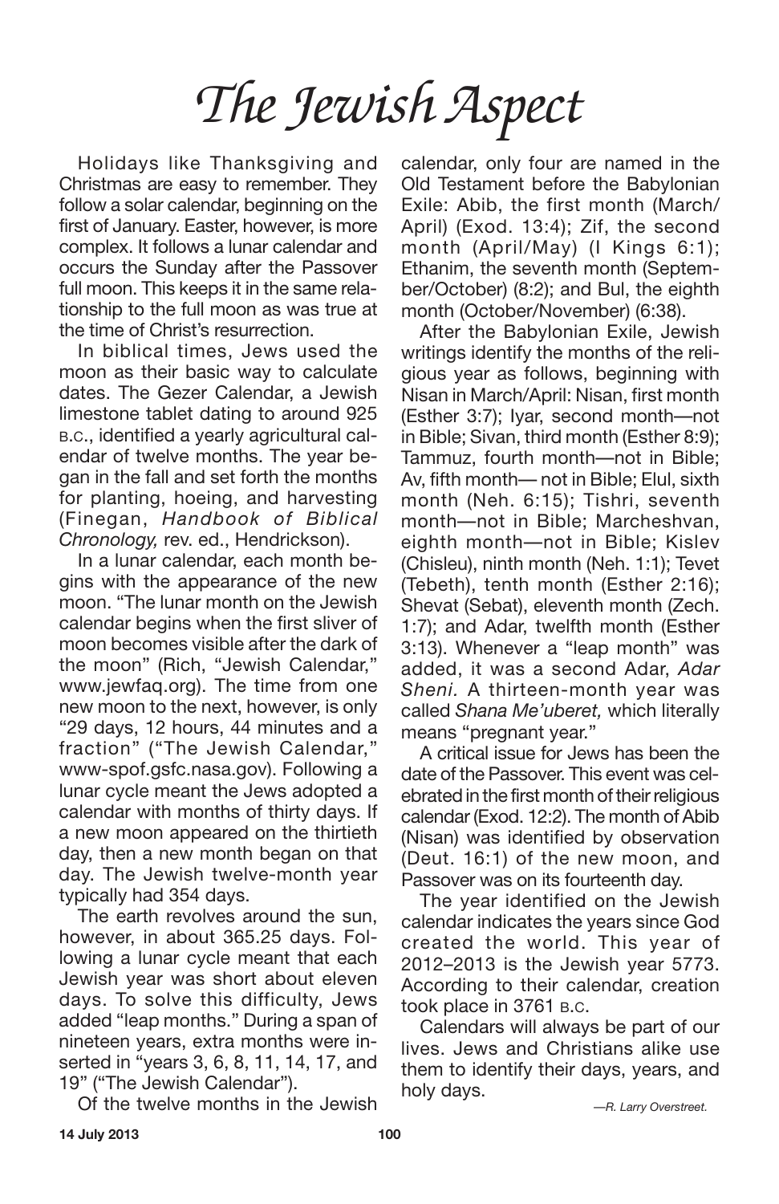# *The Jewish Aspect*

Holidays like Thanksgiving and Christmas are easy to remember. They follow a solar calendar, beginning on the first of January. Easter, however, is more complex. It follows a lunar calendar and occurs the Sunday after the Passover full moon. This keeps it in the same relationship to the full moon as was true at the time of Christ's resurrection.

In biblical times, Jews used the moon as their basic way to calculate dates. The Gezer Calendar, a Jewish limestone tablet dating to around 925 B.C., identified a yearly agricultural calendar of twelve months. The year began in the fall and set forth the months for planting, hoeing, and harvesting (Finegan, *Handbook of Biblical Chronology,* rev. ed., Hendrickson).

In a lunar calendar, each month begins with the appearance of the new moon. "The lunar month on the Jewish calendar begins when the first sliver of moon becomes visible after the dark of the moon" (Rich, "Jewish Calendar," www.jewfaq.org). The time from one new moon to the next, however, is only "29 days, 12 hours, 44 minutes and a fraction" ("The Jewish Calendar," www-spof.gsfc.nasa.gov). Following a lunar cycle meant the Jews adopted a calendar with months of thirty days. If a new moon appeared on the thirtieth day, then a new month began on that day. The Jewish twelve-month year typically had 354 days.

The earth revolves around the sun, however, in about 365.25 days. Following a lunar cycle meant that each Jewish year was short about eleven days. To solve this difficulty, Jews added "leap months." During a span of nineteen years, extra months were inserted in "years 3, 6, 8, 11, 14, 17, and 19" ("The Jewish Calendar").

Of the twelve months in the Jewish calendar, only four are named in the Old Testament before the Babylonian Exile: Abib, the first month (March/April) (Exod. 13:4); Zif, the second month (April/May) (I Kings 6:1); Ethanim, the seventh month (September/October) (8:2); and Bul, the eighth month (October/November) (6:38).

After the Babylonian Exile, Jewish writings identify the months of the religious year as follows, beginning with Nisan in March/April: Nisan, first month (Esther 3:7); Iyar, second month—not in Bible; Sivan, third month (Esther 8:9); Tammuz, fourth month—not in Bible; Av, fifth month— not in Bible; Elul, sixth month (Neh. 6:15); Tishri, seventh month—not in Bible; Marcheshvan, eighth month—not in Bible; Kislev (Chisleu), ninth month (Neh. 1:1); Tevet (Tebeth), tenth month (Esther 2:16); Shevat (Sebat), eleventh month (Zech. 1:7); and Adar, twelfth month (Esther 3:13). Whenever a "leap month" was added, it was a second Adar, *Adar Sheni.* A thirteen-month year was called *Shana Me'uberet,* which literally means "pregnant year."

A critical issue for Jews has been the date of the Passover. This event was celebrated in the first month of their religious calendar (Exod. 12:2). The month of Abib (Nisan) was identified by observation (Deut. 16:1) of the new moon, and Passover was on its fourteenth day.

The year identified on the Jewish calendar indicates the years since God created the world. This year of 2012–2013 is the Jewish year 5773. According to their calendar, creation took place in 3761 B.C.

Calendars will always be part of our lives. Jews and Christians alike use them to identify their days, years, and holy days.

*—R. Larry Overstreet.*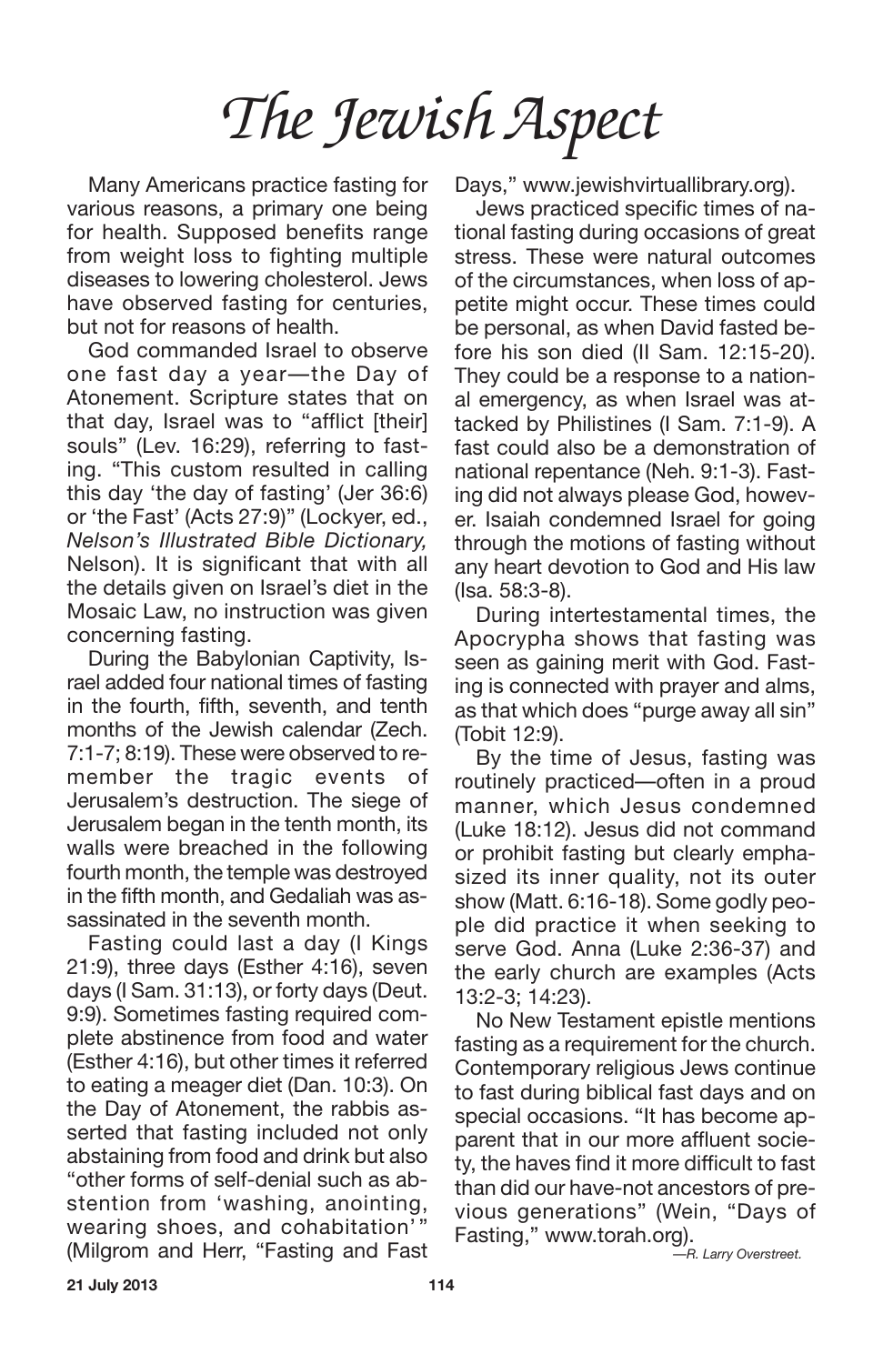# *The Jewish Aspect*

Many Americans practice fasting for various reasons, a primary one being for health. Supposed benefits range from weight loss to fighting multiple diseases to lowering cholesterol. Jews have observed fasting for centuries, but not for reasons of health.

God commanded Israel to observe one fast day a year—the Day of Atonement. Scripture states that on that day, Israel was to "afflict [their] souls" (Lev. 16:29), referring to fasting. "This custom resulted in calling this day 'the day of fasting' (Jer 36:6) or 'the Fast' (Acts 27:9)" (Lockyer, ed., *Nelson's Illustrated Bible Dictionary,* Nelson). It is significant that with all the details given on Israel's diet in the Mosaic Law, no instruction was given concerning fasting.

During the Babylonian Captivity, Israel added four national times of fasting in the fourth, fifth, seventh, and tenth months of the Jewish calendar (Zech. 7:1-7; 8:19). These were observed to remember the tragic events of Jerusalem's destruction. The siege of Jerusalem began in the tenth month, its walls were breached in the following fourth month, the temple was destroyed in the fifth month, and Gedaliah was assassinated in the seventh month.

Fasting could last a day (I Kings 21:9), three days (Esther 4:16), seven days (I Sam. 31:13), or forty days (Deut. 9:9). Sometimes fasting required complete abstinence from food and water (Esther 4:16), but other times it referred to eating a meager diet (Dan. 10:3). On the Day of Atonement, the rabbis asserted that fasting included not only abstaining from food and drink but also "other forms of self-denial such as abstention from 'washing, anointing, wearing shoes, and cohabitation'" (Milgrom and Herr, "Fasting and Fast Days," www.jewishvirtuallibrary.org).

Jews practiced specific times of national fasting during occasions of great stress. These were natural outcomes of the circumstances, when loss of appetite might occur. These times could be personal, as when David fasted before his son died (II Sam. 12:15-20). They could be a response to a national emergency, as when Israel was attacked by Philistines (I Sam. 7:1-9). A fast could also be a demonstration of national repentance (Neh. 9:1-3). Fasting did not always please God, however. Isaiah condemned Israel for going through the motions of fasting without any heart devotion to God and His law (Isa. 58:3-8).

During intertestamental times, the Apocrypha shows that fasting was seen as gaining merit with God. Fasting is connected with prayer and alms, as that which does "purge away all sin" (Tobit 12:9).

By the time of Jesus, fasting was routinely practiced—often in a proud manner, which Jesus condemned (Luke 18:12). Jesus did not command or prohibit fasting but clearly emphasized its inner quality, not its outer show (Matt. 6:16-18). Some godly people did practice it when seeking to serve God. Anna (Luke 2:36-37) and the early church are examples (Acts 13:2-3; 14:23).

No New Testament epistle mentions fasting as a requirement for the church. Contemporary religious Jews continue to fast during biblical fast days and on special occasions. "It has become apparent that in our more affluent society, the haves find it more difficult to fast than did our have-not ancestors of previous generations" (Wein, "Days of Fasting," www.torah.org).

*—R. Larry Overstreet.*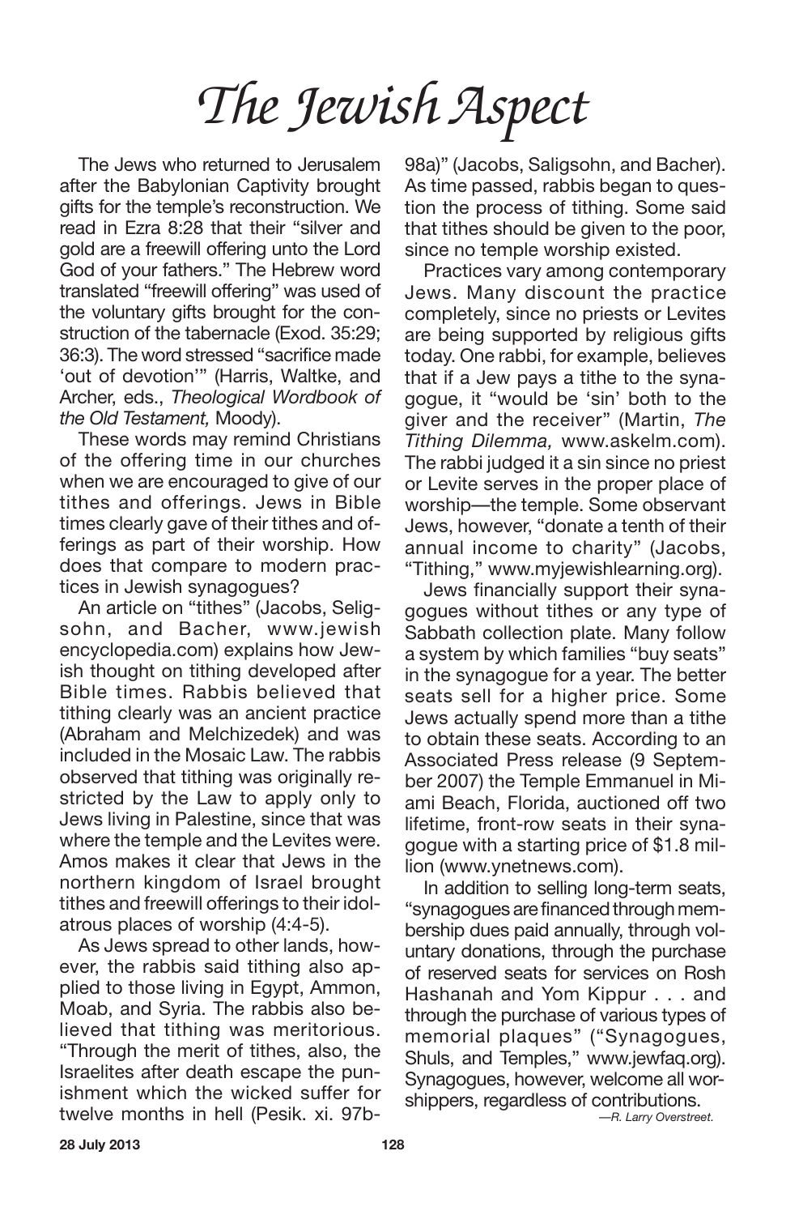# *The Jewish Aspect*

The Jews who returned to Jerusalem after the Babylonian Captivity brought gifts for the temple's reconstruction. We read in Ezra 8:28 that their "silver and gold are a freewill offering unto the Lord God of your fathers." The Hebrew word translated "freewill offering" was used of the voluntary gifts brought for the construction of the tabernacle (Exod. 35:29; 36:3). The word stressed "sacrifice made 'out of devotion'" (Harris, Waltke, and Archer, eds., *Theological Wordbook of the Old Testament,* Moody).

These words may remind Christians of the offering time in our churches when we are encouraged to give of our tithes and offerings. Jews in Bible times clearly gave of their tithes and offerings as part of their worship. How does that compare to modern practices in Jewish synagogues?

An article on "tithes" (Jacobs, Seligsohn, and Bacher, www.jewishencyclopedia.com) explains how Jewish thought on tithing developed after Bible times. Rabbis believed that tithing clearly was an ancient practice (Abraham and Melchizedek) and was included in the Mosaic Law. The rabbis observed that tithing was originally restricted by the Law to apply only to Jews living in Palestine, since that was where the temple and the Levites were. Amos makes it clear that Jews in the northern kingdom of Israel brought tithes and freewill offerings to their idolatrous places of worship (4:4-5).

As Jews spread to other lands, however, the rabbis said tithing also applied to those living in Egypt, Ammon, Moab, and Syria. The rabbis also believed that tithing was meritorious. "Through the merit of tithes, also, the Israelites after death escape the punishment which the wicked suffer for twelve months in hell (Pesik. xi. 97b-98a)" (Jacobs, Saligsohn, and Bacher). As time passed, rabbis began to question the process of tithing. Some said that tithes should be given to the poor, since no temple worship existed.

Practices vary among contemporary Jews. Many discount the practice completely, since no priests or Levites are being supported by religious gifts today. One rabbi, for example, believes that if a Jew pays a tithe to the synagogue, it "would be 'sin' both to the giver and the receiver" (Martin, *The Tithing Dilemma,* www.askelm.com). The rabbi judged it a sin since no priest or Levite serves in the proper place of worship—the temple. Some observant Jews, however, "donate a tenth of their annual income to charity" (Jacobs, "Tithing," www.myjewishlearning.org).

Jews financially support their synagogues without tithes or any type of Sabbath collection plate. Many follow a system by which families "buy seats" in the synagogue for a year. The better seats sell for a higher price. Some Jews actually spend more than a tithe to obtain these seats. According to an Associated Press release (9 September 2007) the Temple Emmanuel in Miami Beach, Florida, auctioned off two lifetime, front-row seats in their synagogue with a starting price of $1.8 million (www.ynetnews.com).

In addition to selling long-term seats, "synagogues are financed through membership dues paid annually, through voluntary donations, through the purchase of reserved seats for services on Rosh Hashanah and Yom Kippur . . . and through the purchase of various types of memorial plaques" ("Synagogues, Shuls, and Temples," www.jewfaq.org). Synagogues, however, welcome all worshippers, regardless of contributions.

*—R. Larry Overstreet.*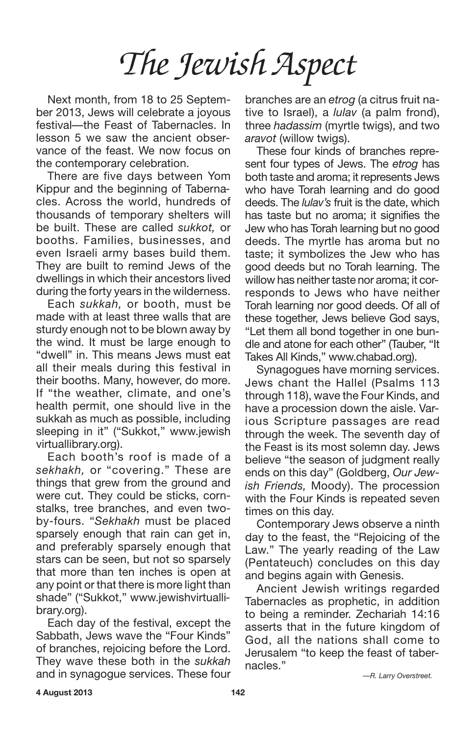# *The Jewish Aspect*

Next month, from 18 to 25 September 2013, Jews will celebrate a joyous festival—the Feast of Tabernacles. In lesson 5 we saw the ancient observance of the feast. We now focus on the contemporary celebration.

There are five days between Yom Kippur and the beginning of Tabernacles. Across the world, hundreds of thousands of temporary shelters will be built. These are called *sukkot,* or booths. Families, businesses, and even Israeli army bases build them. They are built to remind Jews of the dwellings in which their ancestors lived during the forty years in the wilderness.

Each *sukkah,* or booth, must be made with at least three walls that are sturdy enough not to be blown away by the wind. It must be large enough to "dwell" in. This means Jews must eat all their meals during this festival in their booths. Many, however, do more. If "the weather, climate, and one's health permit, one should live in the sukkah as much as possible, including sleeping in it" ("Sukkot," www.jewishvirtuallibrary.org).

Each booth's roof is made of a *sekhakh,* or "covering." These are things that grew from the ground and were cut. They could be sticks, cornstalks, tree branches, and even two-by-fours. "*Sekhakh* must be placed sparsely enough that rain can get in, and preferably sparsely enough that stars can be seen, but not so sparsely that more than ten inches is open at any point or that there is more light than shade" ("Sukkot," www.jewishvirtuallibrary.org).

Each day of the festival, except the Sabbath, Jews wave the "Four Kinds" of branches, rejoicing before the Lord. They wave these both in the *sukkah* and in synagogue services. These four branches are an *etrog* (a citrus fruit native to Israel), a *lulav* (a palm frond), three *hadassim* (myrtle twigs), and two *aravot* (willow twigs).

These four kinds of branches represent four types of Jews. The *etrog* has both taste and aroma; it represents Jews who have Torah learning and do good deeds. The *lulav's* fruit is the date, which has taste but no aroma; it signifies the Jew who has Torah learning but no good deeds. The myrtle has aroma but no taste; it symbolizes the Jew who has good deeds but no Torah learning. The willow has neither taste nor aroma; it corresponds to Jews who have neither Torah learning nor good deeds. Of all of these together, Jews believe God says, "Let them all bond together in one bundle and atone for each other" (Tauber, "It Takes All Kinds," www.chabad.org).

Synagogues have morning services. Jews chant the Hallel (Psalms 113 through 118), wave the Four Kinds, and have a procession down the aisle. Various Scripture passages are read through the week. The seventh day of the Feast is its most solemn day. Jews believe "the season of judgment really ends on this day" (Goldberg, *Our Jewish Friends,* Moody). The procession with the Four Kinds is repeated seven times on this day.

Contemporary Jews observe a ninth day to the feast, the "Rejoicing of the Law." The yearly reading of the Law (Pentateuch) concludes on this day and begins again with Genesis.

Ancient Jewish writings regarded Tabernacles as prophetic, in addition to being a reminder. Zechariah 14:16 asserts that in the future kingdom of God, all the nations shall come to Jerusalem "to keep the feast of tabernacles."

*—R. Larry Overstreet.*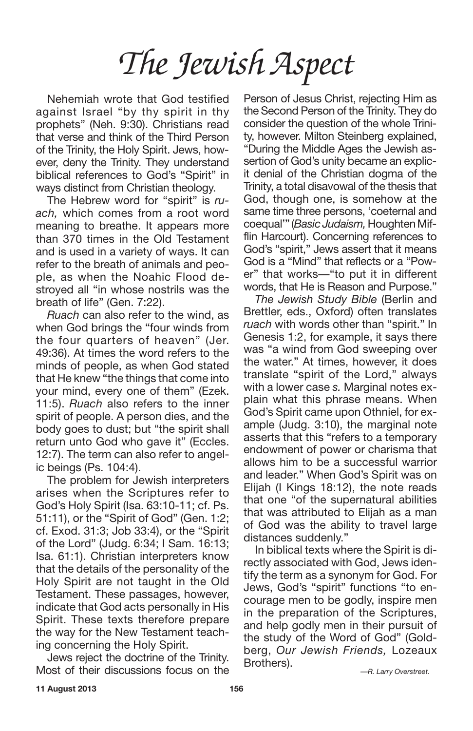# *The Jewish Aspect*

Nehemiah wrote that God testified against Israel "by thy spirit in thy prophets" (Neh. 9:30). Christians read that verse and think of the Third Person of the Trinity, the Holy Spirit. Jews, however, deny the Trinity. They understand biblical references to God's "Spirit" in ways distinct from Christian theology.

The Hebrew word for "spirit" is *ruach,* which comes from a root word meaning to breathe. It appears more than 370 times in the Old Testament and is used in a variety of ways. It can refer to the breath of animals and people, as when the Noahic Flood destroyed all "in whose nostrils was the breath of life" (Gen. 7:22).

*Ruach* can also refer to the wind, as when God brings the "four winds from the four quarters of heaven" (Jer. 49:36). At times the word refers to the minds of people, as when God stated that He knew "the things that come into your mind, every one of them" (Ezek. 11:5). *Ruach* also refers to the inner spirit of people. A person dies, and the body goes to dust; but "the spirit shall return unto God who gave it" (Eccles. 12:7). The term can also refer to angelic beings (Ps. 104:4).

The problem for Jewish interpreters arises when the Scriptures refer to God's Holy Spirit (Isa. 63:10-11; cf. Ps. 51:11), or the "Spirit of God" (Gen. 1:2; cf. Exod. 31:3; Job 33:4), or the "Spirit of the Lord" (Judg. 6:34; I Sam. 16:13; Isa. 61:1). Christian interpreters know that the details of the personality of the Holy Spirit are not taught in the Old Testament. These passages, however, indicate that God acts personally in His Spirit. These texts therefore prepare the way for the New Testament teaching concerning the Holy Spirit.

Jews reject the doctrine of the Trinity. Most of their discussions focus on the Person of Jesus Christ, rejecting Him as the Second Person of the Trinity. They do consider the question of the whole Trinity, however. Milton Steinberg explained, "During the Middle Ages the Jewish assertion of God's unity became an explicit denial of the Christian dogma of the Trinity, a total disavowal of the thesis that God, though one, is somehow at the same time three persons, 'coeternal and coequal'" (*Basic Judaism,* Houghten Mifflin Harcourt). Concerning references to God's "spirit," Jews assert that it means God is a "Mind" that reflects or a "Power" that works—"to put it in different words, that He is Reason and Purpose."

*The Jewish Study Bible* (Berlin and Brettler, eds., Oxford) often translates *ruach* with words other than "spirit." In Genesis 1:2, for example, it says there was "a wind from God sweeping over the water." At times, however, it does translate "spirit of the Lord," always with a lower case *s.* Marginal notes explain what this phrase means. When God's Spirit came upon Othniel, for example (Judg. 3:10), the marginal note asserts that this "refers to a temporary endowment of power or charisma that allows him to be a successful warrior and leader." When God's Spirit was on Elijah (I Kings 18:12), the note reads that one "of the supernatural abilities that was attributed to Elijah as a man of God was the ability to travel large distances suddenly."

In biblical texts where the Spirit is directly associated with God, Jews identify the term as a synonym for God. For Jews, God's "spirit" functions "to encourage men to be godly, inspire men in the preparation of the Scriptures, and help godly men in their pursuit of the study of the Word of God" (Goldberg, *Our Jewish Friends,* Lozeaux Brothers).

*—R. Larry Overstreet.*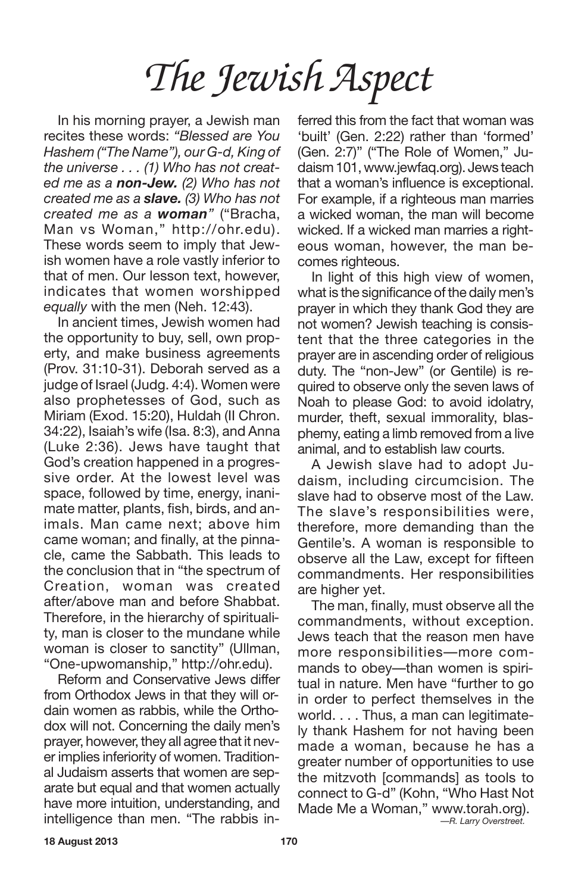# *The Jewish Aspect*

In his morning prayer, a Jewish man recites these words: *"Blessed are You Hashem ("The Name"), our G-d, King of the universe . . . (1) Who has not created me as a* ***non-Jew.*** *(2) Who has not created me as a* ***slave.*** *(3) Who has not created me as a* ***woman"*** ("Bracha, Man vs Woman," http://ohr.edu). These words seem to imply that Jewish women have a role vastly inferior to that of men. Our lesson text, however, indicates that women worshipped *equally* with the men (Neh. 12:43).

In ancient times, Jewish women had the opportunity to buy, sell, own property, and make business agreements (Prov. 31:10-31). Deborah served as a judge of Israel (Judg. 4:4). Women were also prophetesses of God, such as Miriam (Exod. 15:20), Huldah (II Chron. 34:22), Isaiah's wife (Isa. 8:3), and Anna (Luke 2:36). Jews have taught that God's creation happened in a progressive order. At the lowest level was space, followed by time, energy, inanimate matter, plants, fish, birds, and animals. Man came next; above him came woman; and finally, at the pinnacle, came the Sabbath. This leads to the conclusion that in "the spectrum of Creation, woman was created after/above man and before Shabbat. Therefore, in the hierarchy of spirituality, man is closer to the mundane while woman is closer to sanctity" (Ullman, "One-upwomanship," http://ohr.edu).

Reform and Conservative Jews differ from Orthodox Jews in that they will ordain women as rabbis, while the Orthodox will not. Concerning the daily men's prayer, however, they all agree that it never implies inferiority of women. Traditional Judaism asserts that women are separate but equal and that women actually have more intuition, understanding, and intelligence than men. "The rabbis inferred this from the fact that woman was 'built' (Gen. 2:22) rather than 'formed' (Gen. 2:7)" ("The Role of Women," Judaism 101, www.jewfaq.org). Jews teach that a woman's influence is exceptional. For example, if a righteous man marries a wicked woman, the man will become wicked. If a wicked man marries a righteous woman, however, the man becomes righteous.

In light of this high view of women, what is the significance of the daily men's prayer in which they thank God they are not women? Jewish teaching is consistent that the three categories in the prayer are in ascending order of religious duty. The "non-Jew" (or Gentile) is required to observe only the seven laws of Noah to please God: to avoid idolatry, murder, theft, sexual immorality, blasphemy, eating a limb removed from a live animal, and to establish law courts.

A Jewish slave had to adopt Judaism, including circumcision. The slave had to observe most of the Law. The slave's responsibilities were, therefore, more demanding than the Gentile's. A woman is responsible to observe all the Law, except for fifteen commandments. Her responsibilities are higher yet.

The man, finally, must observe all the commandments, without exception. Jews teach that the reason men have more responsibilities—more commands to obey—than women is spiritual in nature. Men have "further to go in order to perfect themselves in the world. . . . Thus, a man can legitimately thank Hashem for not having been made a woman, because he has a greater number of opportunities to use the mitzvoth [commands] as tools to connect to G-d" (Kohn, "Who Hast Not Made Me a Woman," www.torah.org).

*—R. Larry Overstreet.*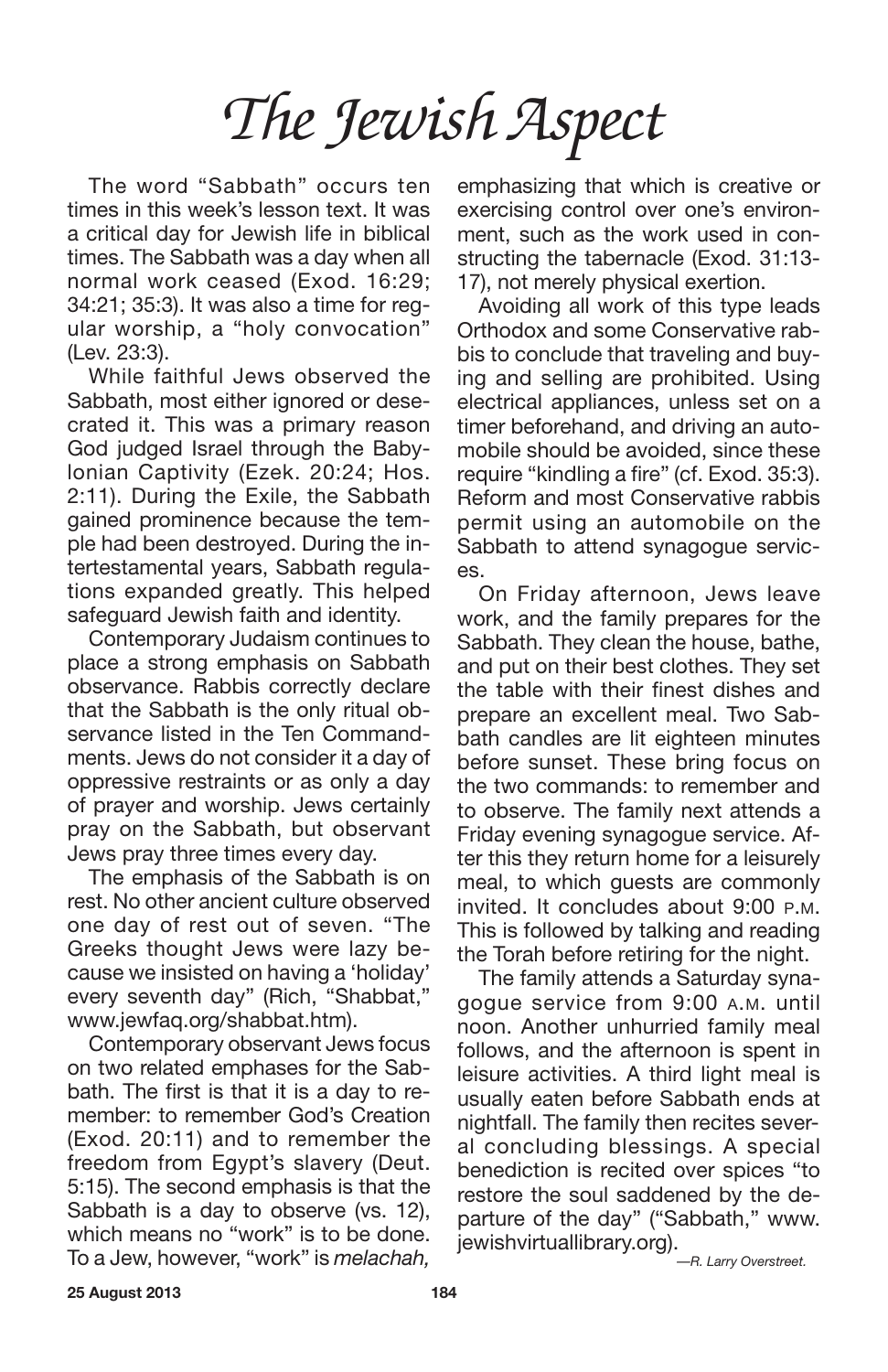# The Jewish Aspect

The word "Sabbath" occurs ten times in this week's lesson text. It was a critical day for Jewish life in biblical times. The Sabbath was a day when all normal work ceased (Exod. 16:29; 34:21; 35:3). It was also a time for regular worship, a "holy convocation" (Lev. 23:3).

While faithful Jews observed the Sabbath, most either ignored or desecrated it. This was a primary reason God judged Israel through the Babylonian Captivity (Ezek. 20:24; Hos. 2:11). During the Exile, the Sabbath gained prominence because the temple had been destroyed. During the intertestamental years, Sabbath regulations expanded greatly. This helped safeguard Jewish faith and identity.

Contemporary Judaism continues to place a strong emphasis on Sabbath observance. Rabbis correctly declare that the Sabbath is the only ritual observance listed in the Ten Commandments. Jews do not consider it a day of oppressive restraints or as only a day of prayer and worship. Jews certainly pray on the Sabbath, but observant Jews pray three times every day.

The emphasis of the Sabbath is on rest. No other ancient culture observed one day of rest out of seven. "The Greeks thought Jews were lazy because we insisted on having a 'holiday' every seventh day" (Rich, "Shabbat," www.jewfaq.org/shabbat.htm).

Contemporary observant Jews focus on two related emphases for the Sabbath. The first is that it is a day to remember: to remember God's Creation (Exod. 20:11) and to remember the freedom from Egypt's slavery (Deut. 5:15). The second emphasis is that the Sabbath is a day to observe (vs. 12), which means no "work" is to be done. To a Jew, however, "work" is *melachah,* emphasizing that which is creative or exercising control over one's environment, such as the work used in constructing the tabernacle (Exod. 31:13-17), not merely physical exertion.

Avoiding all work of this type leads Orthodox and some Conservative rabbis to conclude that traveling and buying and selling are prohibited. Using electrical appliances, unless set on a timer beforehand, and driving an automobile should be avoided, since these require "kindling a fire" (cf. Exod. 35:3). Reform and most Conservative rabbis permit using an automobile on the Sabbath to attend synagogue services.

On Friday afternoon, Jews leave work, and the family prepares for the Sabbath. They clean the house, bathe, and put on their best clothes. They set the table with their finest dishes and prepare an excellent meal. Two Sabbath candles are lit eighteen minutes before sunset. These bring focus on the two commands: to remember and to observe. The family next attends a Friday evening synagogue service. After this they return home for a leisurely meal, to which guests are commonly invited. It concludes about 9:00 P.M. This is followed by talking and reading the Torah before retiring for the night.

The family attends a Saturday synagogue service from 9:00 A.M. until noon. Another unhurried family meal follows, and the afternoon is spent in leisure activities. A third light meal is usually eaten before Sabbath ends at nightfall. The family then recites several concluding blessings. A special benediction is recited over spices "to restore the soul saddened by the departure of the day" ("Sabbath," www.jewishvirtuallibrary.org).

*—R. Larry Overstreet.*